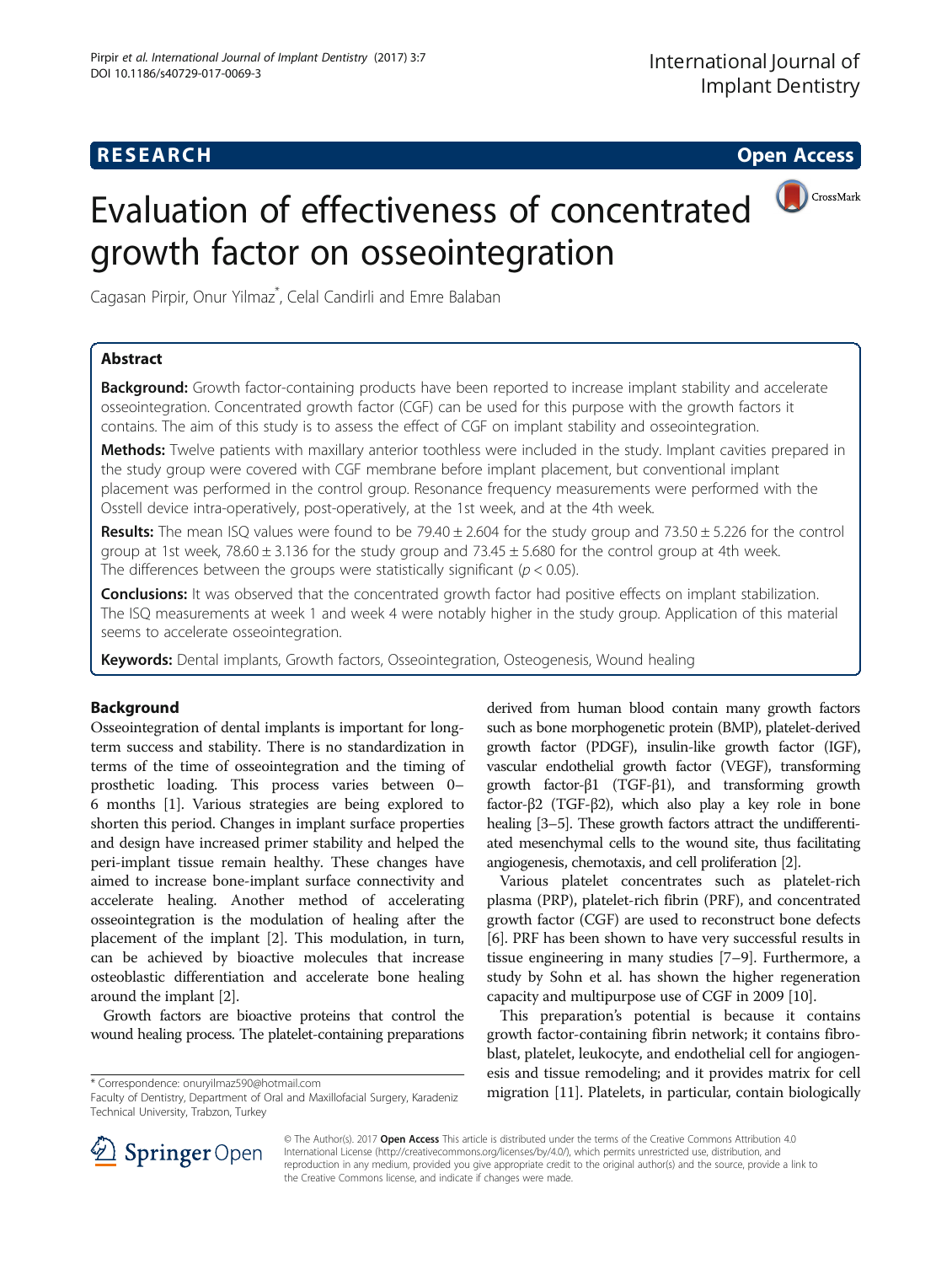**RESEARCH** **Open Access**

# Evaluation of effectiveness of concentrated growth factor on osseointegration

Cagasan Pirpir, Onur Yilmaz*, Celal Candirli and Emre Balaban

## Abstract

**Background:** Growth factor-containing products have been reported to increase implant stability and accelerate osseointegration. Concentrated growth factor (CGF) can be used for this purpose with the growth factors it contains. The aim of this study is to assess the effect of CGF on implant stability and osseointegration.

**Methods:** Twelve patients with maxillary anterior toothless were included in the study. Implant cavities prepared in the study group were covered with CGF membrane before implant placement, but conventional implant placement was performed in the control group. Resonance frequency measurements were performed with the Osstell device intra-operatively, post-operatively, at the 1st week, and at the 4th week.

**Results:** The mean ISQ values were found to be 79.40 ± 2.604 for the study group and 73.50 ± 5.226 for the control group at 1st week, 78.60 ± 3.136 for the study group and 73.45 ± 5.680 for the control group at 4th week. The differences between the groups were statistically significant ($p < 0.05$).

**Conclusions:** It was observed that the concentrated growth factor had positive effects on implant stabilization. The ISQ measurements at week 1 and week 4 were notably higher in the study group. Application of this material seems to accelerate osseointegration.

**Keywords:** Dental implants, Growth factors, Osseointegration, Osteogenesis, Wound healing

## Background

Osseointegration of dental implants is important for long-term success and stability. There is no standardization in terms of the time of osseointegration and the timing of prosthetic loading. This process varies between 0–6 months [1]. Various strategies are being explored to shorten this period. Changes in implant surface properties and design have increased primer stability and helped the peri-implant tissue remain healthy. These changes have aimed to increase bone-implant surface connectivity and accelerate healing. Another method of accelerating osseointegration is the modulation of healing after the placement of the implant [2]. This modulation, in turn, can be achieved by bioactive molecules that increase osteoblastic differentiation and accelerate bone healing around the implant [2].

Growth factors are bioactive proteins that control the wound healing process. The platelet-containing preparations derived from human blood contain many growth factors such as bone morphogenetic protein (BMP), platelet-derived growth factor (PDGF), insulin-like growth factor (IGF), vascular endothelial growth factor (VEGF), transforming growth factor-β1 (TGF-β1), and transforming growth factor-β2 (TGF-β2), which also play a key role in bone healing [3–5]. These growth factors attract the undifferentiated mesenchymal cells to the wound site, thus facilitating angiogenesis, chemotaxis, and cell proliferation [2].

Various platelet concentrates such as platelet-rich plasma (PRP), platelet-rich fibrin (PRF), and concentrated growth factor (CGF) are used to reconstruct bone defects [6]. PRF has been shown to have very successful results in tissue engineering in many studies [7–9]. Furthermore, a study by Sohn et al. has shown the higher regeneration capacity and multipurpose use of CGF in 2009 [10].

This preparation's potential is because it contains growth factor-containing fibrin network; it contains fibroblast, platelet, leukocyte, and endothelial cell for angiogenesis and tissue remodeling; and it provides matrix for cell migration [11]. Platelets, in particular, contain biologically

* Correspondence: onuryilmaz590@hotmail.com
Faculty of Dentistry, Department of Oral and Maxillofacial Surgery, Karadeniz Technical University, Trabzon, Turkey

© The Author(s). 2017 **Open Access** This article is distributed under the terms of the Creative Commons Attribution 4.0 International License (http://creativecommons.org/licenses/by/4.0/), which permits unrestricted use, distribution, and reproduction in any medium, provided you give appropriate credit to the original author(s) and the source, provide a link to the Creative Commons license, and indicate if changes were made.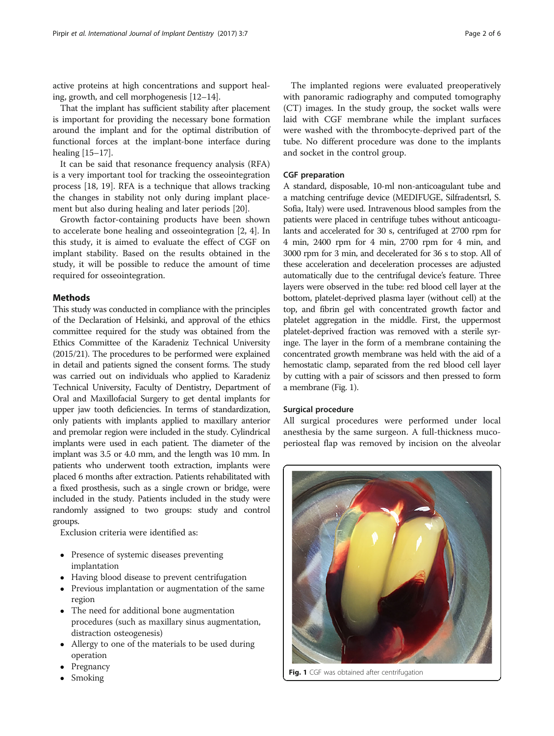active proteins at high concentrations and support healing, growth, and cell morphogenesis [12–14].

That the implant has sufficient stability after placement is important for providing the necessary bone formation around the implant and for the optimal distribution of functional forces at the implant-bone interface during healing [15–17].

It can be said that resonance frequency analysis (RFA) is a very important tool for tracking the osseointegration process [18, 19]. RFA is a technique that allows tracking the changes in stability not only during implant placement but also during healing and later periods [20].

Growth factor-containing products have been shown to accelerate bone healing and osseointegration [2, 4]. In this study, it is aimed to evaluate the effect of CGF on implant stability. Based on the results obtained in the study, it will be possible to reduce the amount of time required for osseointegration.

## Methods

This study was conducted in compliance with the principles of the Declaration of Helsinki, and approval of the ethics committee required for the study was obtained from the Ethics Committee of the Karadeniz Technical University (2015/21). The procedures to be performed were explained in detail and patients signed the consent forms. The study was carried out on individuals who applied to Karadeniz Technical University, Faculty of Dentistry, Department of Oral and Maxillofacial Surgery to get dental implants for upper jaw tooth deficiencies. In terms of standardization, only patients with implants applied to maxillary anterior and premolar region were included in the study. Cylindrical implants were used in each patient. The diameter of the implant was 3.5 or 4.0 mm, and the length was 10 mm. In patients who underwent tooth extraction, implants were placed 6 months after extraction. Patients rehabilitated with a fixed prosthesis, such as a single crown or bridge, were included in the study. Patients included in the study were randomly assigned to two groups: study and control groups.

Exclusion criteria were identified as:

- Presence of systemic diseases preventing implantation
- Having blood disease to prevent centrifugation
- Previous implantation or augmentation of the same region
- The need for additional bone augmentation procedures (such as maxillary sinus augmentation, distraction osteogenesis)
- Allergy to one of the materials to be used during operation
- Pregnancy
- Smoking

The implanted regions were evaluated preoperatively with panoramic radiography and computed tomography (CT) images. In the study group, the socket walls were laid with CGF membrane while the implant surfaces were washed with the thrombocyte-deprived part of the tube. No different procedure was done to the implants and socket in the control group.

### CGF preparation

A standard, disposable, 10-ml non-anticoagulant tube and a matching centrifuge device (MEDIFUGE, Silfradentsrl, S. Sofia, Italy) were used. Intravenous blood samples from the patients were placed in centrifuge tubes without anticoagulants and accelerated for 30 s, centrifuged at 2700 rpm for 4 min, 2400 rpm for 4 min, 2700 rpm for 4 min, and 3000 rpm for 3 min, and decelerated for 36 s to stop. All of these acceleration and deceleration processes are adjusted automatically due to the centrifugal device's feature. Three layers were observed in the tube: red blood cell layer at the bottom, platelet-deprived plasma layer (without cell) at the top, and fibrin gel with concentrated growth factor and platelet aggregation in the middle. First, the uppermost platelet-deprived fraction was removed with a sterile syringe. The layer in the form of a membrane containing the concentrated growth membrane was held with the aid of a hemostatic clamp, separated from the red blood cell layer by cutting with a pair of scissors and then pressed to form a membrane (Fig. 1).

### Surgical procedure

All surgical procedures were performed under local anesthesia by the same surgeon. A full-thickness mucoperiosteal flap was removed by incision on the alveolar

**Fig. 1** CGF was obtained after centrifugation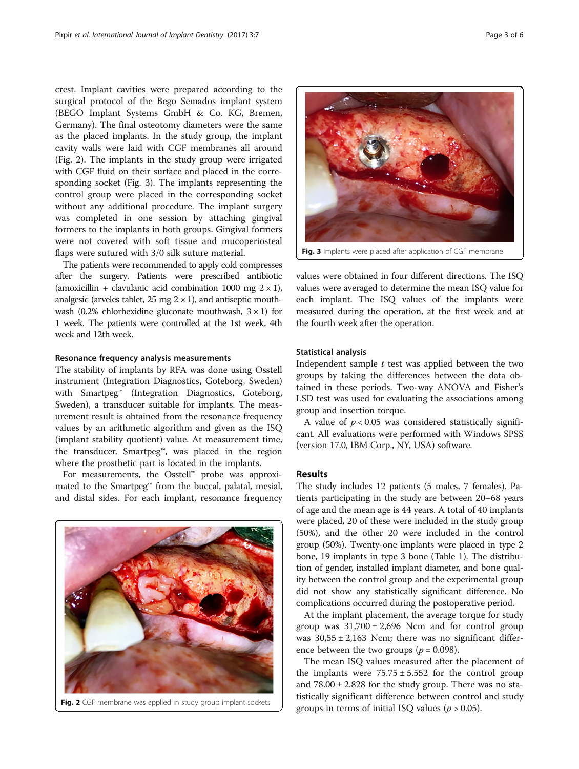crest. Implant cavities were prepared according to the surgical protocol of the Bego Semados implant system (BEGO Implant Systems GmbH & Co. KG, Bremen, Germany). The final osteotomy diameters were the same as the placed implants. In the study group, the implant cavity walls were laid with CGF membranes all around (Fig. 2). The implants in the study group were irrigated with CGF fluid on their surface and placed in the corresponding socket (Fig. 3). The implants representing the control group were placed in the corresponding socket without any additional procedure. The implant surgery was completed in one session by attaching gingival formers to the implants in both groups. Gingival formers were not covered with soft tissue and mucoperiosteal flaps were sutured with 3/0 silk suture material.

The patients were recommended to apply cold compresses after the surgery. Patients were prescribed antibiotic (amoxicillin + clavulanic acid combination 1000 mg 2 × 1), analgesic (arveles tablet, 25 mg 2 × 1), and antiseptic mouthwash (0.2% chlorhexidine gluconate mouthwash, 3 × 1) for 1 week. The patients were controlled at the 1st week, 4th week and 12th week.

### Resonance frequency analysis measurements

The stability of implants by RFA was done using Osstell instrument (Integration Diagnostics, Goteborg, Sweden) with Smartpeg™ (Integration Diagnostics, Goteborg, Sweden), a transducer suitable for implants. The measurement result is obtained from the resonance frequency values by an arithmetic algorithm and given as the ISQ (implant stability quotient) value. At measurement time, the transducer, Smartpeg™, was placed in the region where the prosthetic part is located in the implants.

For measurements, the Osstell™ probe was approximated to the Smartpeg™ from the buccal, palatal, mesial, and distal sides. For each implant, resonance frequency values were obtained in four different directions. The ISQ values were averaged to determine the mean ISQ value for each implant. The ISQ values of the implants were measured during the operation, at the first week and at the fourth week after the operation.

**Fig. 2** CGF membrane was applied in study group implant sockets

**Fig. 3** Implants were placed after application of CGF membrane

### Statistical analysis

Independent sample *t* test was applied between the two groups by taking the differences between the data obtained in these periods. Two-way ANOVA and Fisher's LSD test was used for evaluating the associations among group and insertion torque.

A value of $p < 0.05$ was considered statistically significant. All evaluations were performed with Windows SPSS (version 17.0, IBM Corp., NY, USA) software.

## Results

The study includes 12 patients (5 males, 7 females). Patients participating in the study are between 20–68 years of age and the mean age is 44 years. A total of 40 implants were placed, 20 of these were included in the study group (50%), and the other 20 were included in the control group (50%). Twenty-one implants were placed in type 2 bone, 19 implants in type 3 bone (Table 1). The distribution of gender, installed implant diameter, and bone quality between the control group and the experimental group did not show any statistically significant difference. No complications occurred during the postoperative period.

At the implant placement, the average torque for study group was 31,700 ± 2,696 Ncm and for control group was 30,55 ± 2,163 Ncm; there was no significant difference between the two groups ($p = 0.098$).

The mean ISQ values measured after the placement of the implants were 75.75 ± 5.552 for the control group and 78.00 ± 2.828 for the study group. There was no statistically significant difference between control and study groups in terms of initial ISQ values ($p > 0.05$).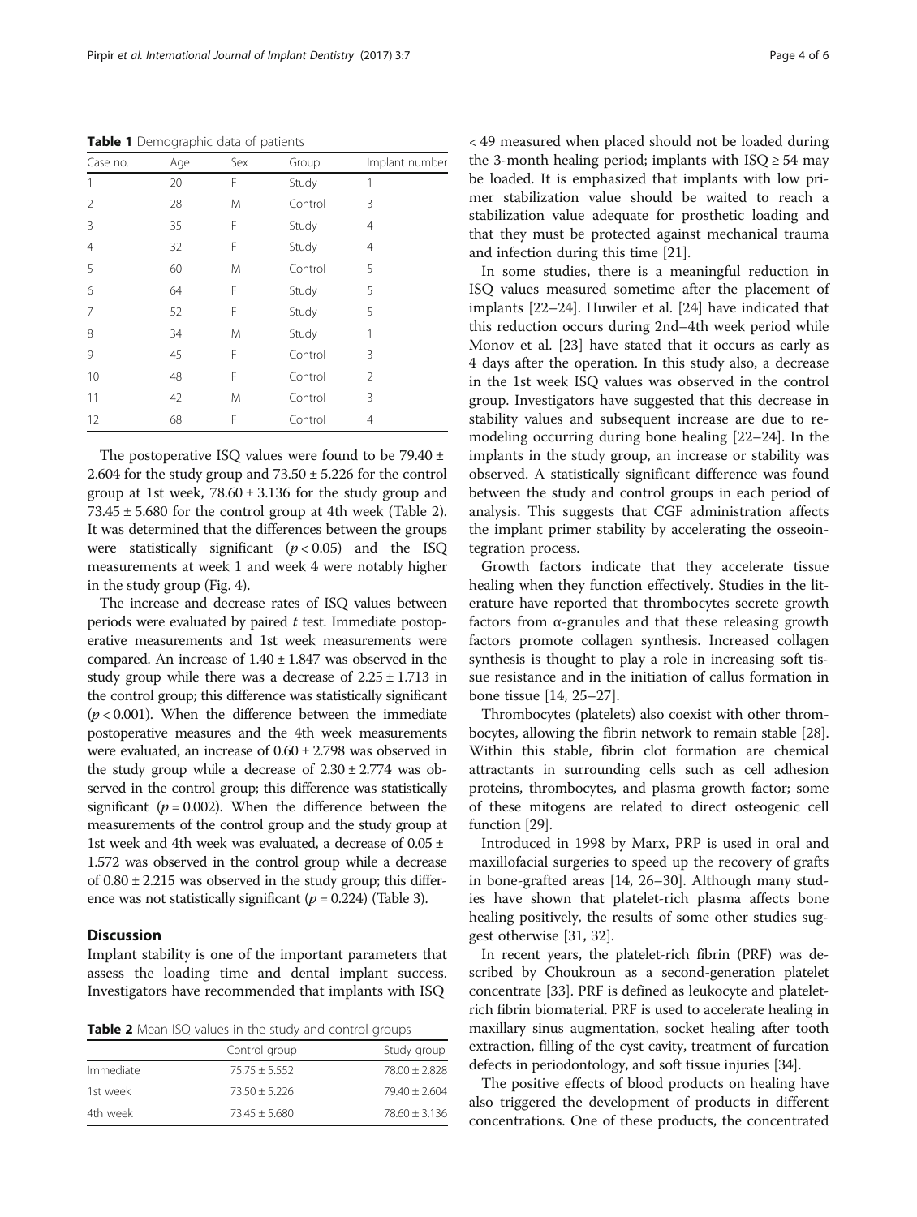**Table 1** Demographic data of patients

| Case no. | Age | Sex | Group | Implant number |
|---|---|---|---|---|
| 1 | 20 | F | Study | 1 |
| 2 | 28 | M | Control | 3 |
| 3 | 35 | F | Study | 4 |
| 4 | 32 | F | Study | 4 |
| 5 | 60 | M | Control | 5 |
| 6 | 64 | F | Study | 5 |
| 7 | 52 | F | Study | 5 |
| 8 | 34 | M | Study | 1 |
| 9 | 45 | F | Control | 3 |
| 10 | 48 | F | Control | 2 |
| 11 | 42 | M | Control | 3 |
| 12 | 68 | F | Control | 4 |

The postoperative ISQ values were found to be 79.40 ± 2.604 for the study group and 73.50 ± 5.226 for the control group at 1st week, 78.60 ± 3.136 for the study group and 73.45 ± 5.680 for the control group at 4th week (Table 2). It was determined that the differences between the groups were statistically significant ($p < 0.05$) and the ISQ measurements at week 1 and week 4 were notably higher in the study group (Fig. 4).

The increase and decrease rates of ISQ values between periods were evaluated by paired $t$ test. Immediate postoperative measurements and 1st week measurements were compared. An increase of 1.40 ± 1.847 was observed in the study group while there was a decrease of 2.25 ± 1.713 in the control group; this difference was statistically significant ($p < 0.001$). When the difference between the immediate postoperative measures and the 4th week measurements were evaluated, an increase of 0.60 ± 2.798 was observed in the study group while a decrease of 2.30 ± 2.774 was observed in the control group; this difference was statistically significant ($p = 0.002$). When the difference between the measurements of the control group and the study group at 1st week and 4th week was evaluated, a decrease of 0.05 ± 1.572 was observed in the control group while a decrease of 0.80 ± 2.215 was observed in the study group; this difference was not statistically significant ($p = 0.224$) (Table 3).

## Discussion

Implant stability is one of the important parameters that assess the loading time and dental implant success. Investigators have recommended that implants with ISQ < 49 measured when placed should not be loaded during the 3-month healing period; implants with ISQ ≥ 54 may be loaded. It is emphasized that implants with low primer stabilization value should be waited to reach a stabilization value adequate for prosthetic loading and that they must be protected against mechanical trauma and infection during this time [21].

**Table 2** Mean ISQ values in the study and control groups

| | Control group | Study group |
|---|---|---|
| Immediate | 75.75 ± 5.552 | 78.00 ± 2.828 |
| 1st week | 73.50 ± 5.226 | 79.40 ± 2.604 |
| 4th week | 73.45 ± 5.680 | 78.60 ± 3.136 |

In some studies, there is a meaningful reduction in ISQ values measured sometime after the placement of implants [22–24]. Huwiler et al. [24] have indicated that this reduction occurs during 2nd–4th week period while Monov et al. [23] have stated that it occurs as early as 4 days after the operation. In this study also, a decrease in the 1st week ISQ values was observed in the control group. Investigators have suggested that this decrease in stability values and subsequent increase are due to remodeling occurring during bone healing [22–24]. In the implants in the study group, an increase or stability was observed. A statistically significant difference was found between the study and control groups in each period of analysis. This suggests that CGF administration affects the implant primer stability by accelerating the osseointegration process.

Growth factors indicate that they accelerate tissue healing when they function effectively. Studies in the literature have reported that thrombocytes secrete growth factors from α-granules and that these releasing growth factors promote collagen synthesis. Increased collagen synthesis is thought to play a role in increasing soft tissue resistance and in the initiation of callus formation in bone tissue [14, 25–27].

Thrombocytes (platelets) also coexist with other thrombocytes, allowing the fibrin network to remain stable [28]. Within this stable, fibrin clot formation are chemical attractants in surrounding cells such as cell adhesion proteins, thrombocytes, and plasma growth factor; some of these mitogens are related to direct osteogenic cell function [29].

Introduced in 1998 by Marx, PRP is used in oral and maxillofacial surgeries to speed up the recovery of grafts in bone-grafted areas [14, 26–30]. Although many studies have shown that platelet-rich plasma affects bone healing positively, the results of some other studies suggest otherwise [31, 32].

In recent years, the platelet-rich fibrin (PRF) was described by Choukroun as a second-generation platelet concentrate [33]. PRF is defined as leukocyte and platelet-rich fibrin biomaterial. PRF is used to accelerate healing in maxillary sinus augmentation, socket healing after tooth extraction, filling of the cyst cavity, treatment of furcation defects in periodontology, and soft tissue injuries [34].

The positive effects of blood products on healing have also triggered the development of products in different concentrations. One of these products, the concentrated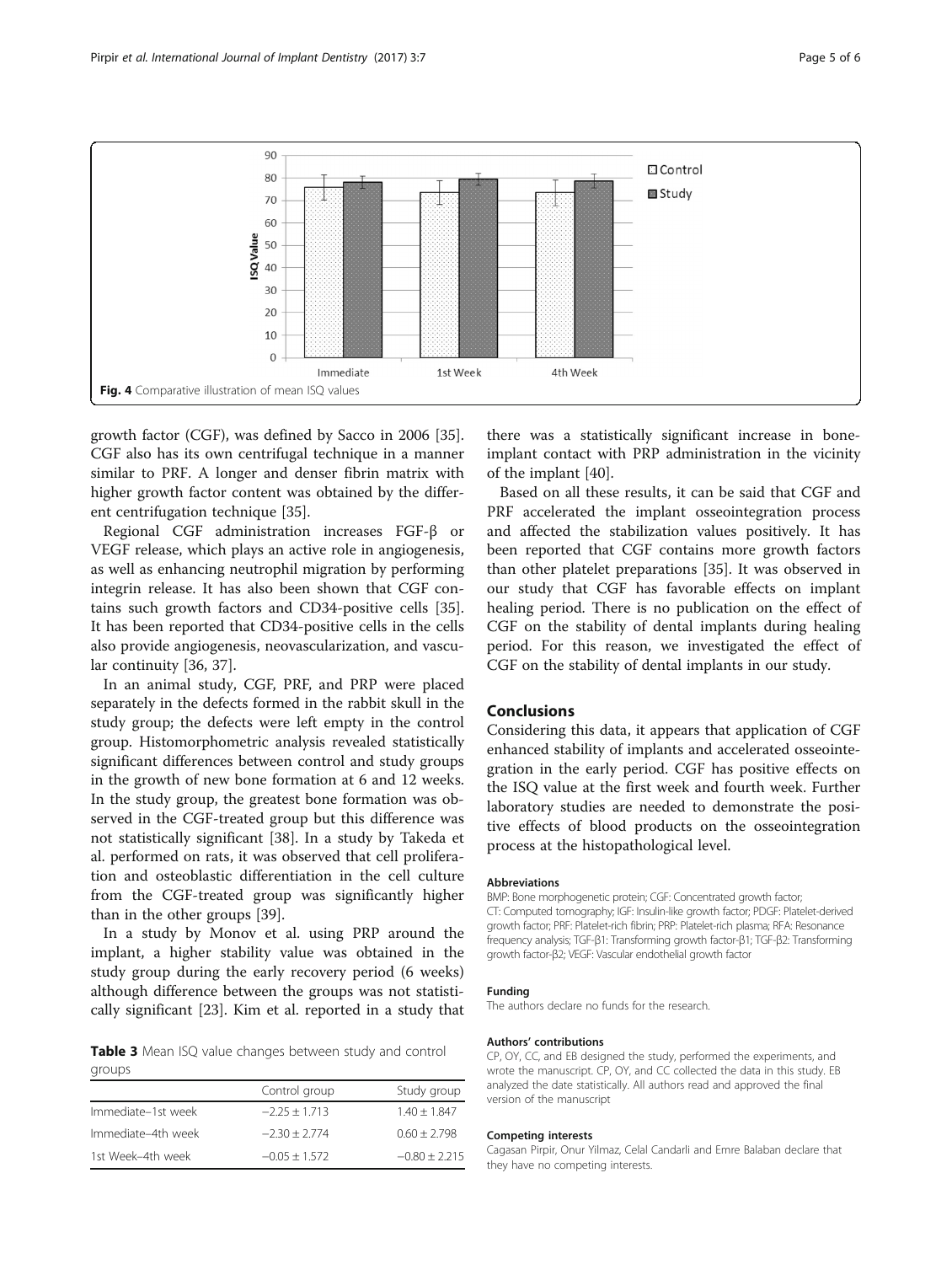Fig. 4 Comparative illustration of mean ISQ values

growth factor (CGF), was defined by Sacco in 2006 [35]. CGF also has its own centrifugal technique in a manner similar to PRF. A longer and denser fibrin matrix with higher growth factor content was obtained by the different centrifugation technique [35].

Regional CGF administration increases FGF-β or VEGF release, which plays an active role in angiogenesis, as well as enhancing neutrophil migration by performing integrin release. It has also been shown that CGF contains such growth factors and CD34-positive cells [35]. It has been reported that CD34-positive cells in the cells also provide angiogenesis, neovascularization, and vascular continuity [36, 37].

In an animal study, CGF, PRF, and PRP were placed separately in the defects formed in the rabbit skull in the study group; the defects were left empty in the control group. Histomorphometric analysis revealed statistically significant differences between control and study groups in the growth of new bone formation at 6 and 12 weeks. In the study group, the greatest bone formation was observed in the CGF-treated group but this difference was not statistically significant [38]. In a study by Takeda et al. performed on rats, it was observed that cell proliferation and osteoblastic differentiation in the cell culture from the CGF-treated group was significantly higher than in the other groups [39].

In a study by Monov et al. using PRP around the implant, a higher stability value was obtained in the study group during the early recovery period (6 weeks) although difference between the groups was not statistically significant [23]. Kim et al. reported in a study that there was a statistically significant increase in bone-implant contact with PRP administration in the vicinity of the implant [40].

**Table 3** Mean ISQ value changes between study and control groups

| | Control group | Study group |
|---|---|---|
| Immediate–1st week | −2.25 ± 1.713 | 1.40 ± 1.847 |
| Immediate–4th week | −2.30 ± 2.774 | 0.60 ± 2.798 |
| 1st Week–4th week | −0.05 ± 1.572 | −0.80 ± 2.215 |

Based on all these results, it can be said that CGF and PRF accelerated the implant osseointegration process and affected the stabilization values positively. It has been reported that CGF contains more growth factors than other platelet preparations [35]. It was observed in our study that CGF has favorable effects on implant healing period. There is no publication on the effect of CGF on the stability of dental implants during healing period. For this reason, we investigated the effect of CGF on the stability of dental implants in our study.

## Conclusions

Considering this data, it appears that application of CGF enhanced stability of implants and accelerated osseointegration in the early period. CGF has positive effects on the ISQ value at the first week and fourth week. Further laboratory studies are needed to demonstrate the positive effects of blood products on the osseointegration process at the histopathological level.

#### Abbreviations

BMP: Bone morphogenetic protein; CGF: Concentrated growth factor; CT: Computed tomography; IGF: Insulin-like growth factor; PDGF: Platelet-derived growth factor; PRF: Platelet-rich fibrin; PRP: Platelet-rich plasma; RFA: Resonance frequency analysis; TGF-β1: Transforming growth factor-β1; TGF-β2: Transforming growth factor-β2; VEGF: Vascular endothelial growth factor

#### Funding

The authors declare no funds for the research.

#### Authors' contributions

CP, OY, CC, and EB designed the study, performed the experiments, and wrote the manuscript. CP, OY, and CC collected the data in this study. EB analyzed the date statistically. All authors read and approved the final version of the manuscript

#### Competing interests

Cagasan Pirpir, Onur Yilmaz, Celal Candarli and Emre Balaban declare that they have no competing interests.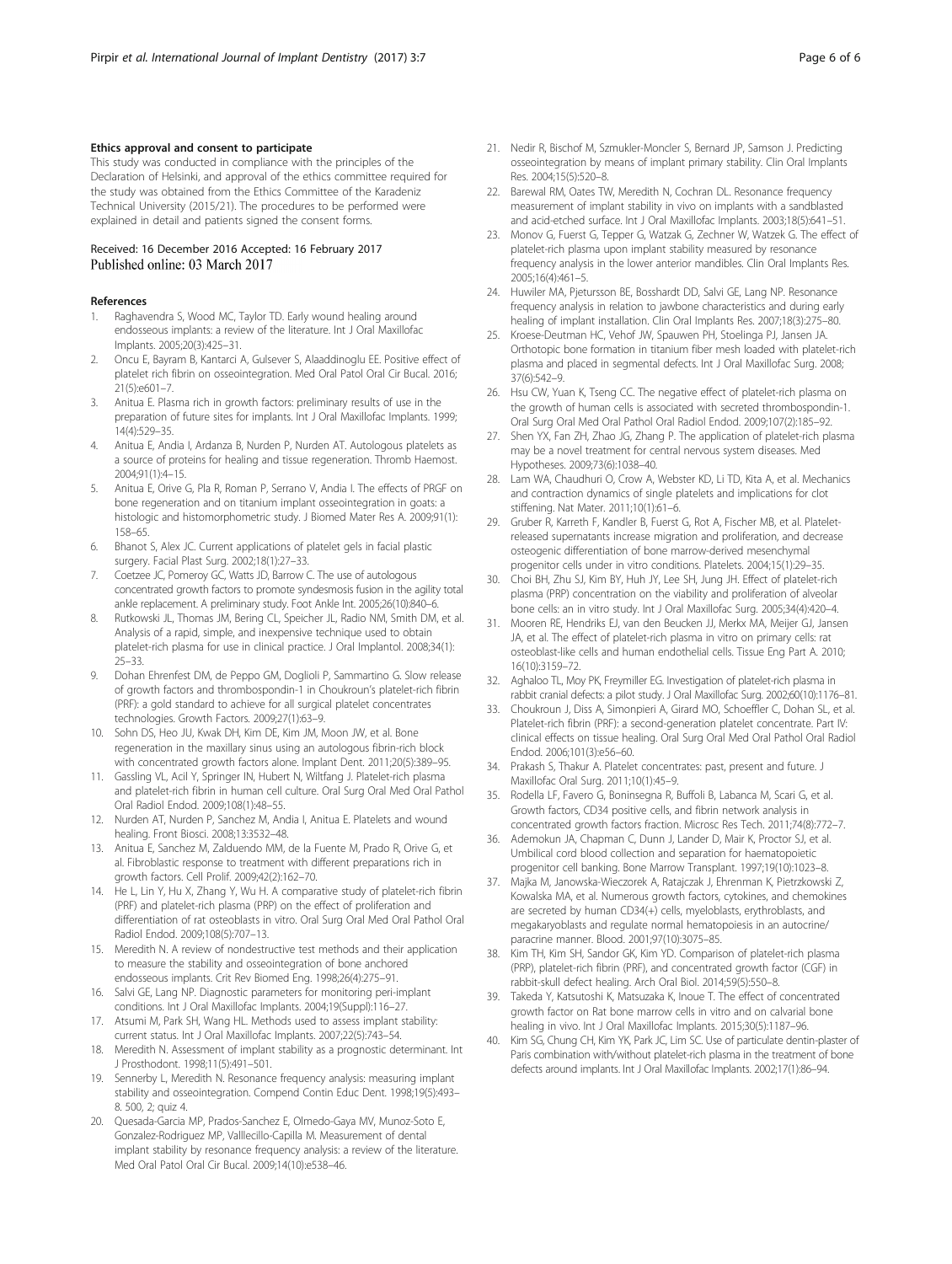#### Ethics approval and consent to participate

This study was conducted in compliance with the principles of the Declaration of Helsinki, and approval of the ethics committee required for the study was obtained from the Ethics Committee of the Karadeniz Technical University (2015/21). The procedures to be performed were explained in detail and patients signed the consent forms.

Received: 16 December 2016 Accepted: 16 February 2017
Published online: 03 March 2017

#### References

1. Raghavendra S, Wood MC, Taylor TD. Early wound healing around endosseous implants: a review of the literature. Int J Oral Maxillofac Implants. 2005;20(3):425–31.
2. Oncu E, Bayram B, Kantarci A, Gulsever S, Alaaddinoglu EE. Positive effect of platelet rich fibrin on osseointegration. Med Oral Patol Oral Cir Bucal. 2016; 21(5):e601–7.
3. Anitua E. Plasma rich in growth factors: preliminary results of use in the preparation of future sites for implants. Int J Oral Maxillofac Implants. 1999; 14(4):529–35.
4. Anitua E, Andia I, Ardanza B, Nurden P, Nurden AT. Autologous platelets as a source of proteins for healing and tissue regeneration. Thromb Haemost. 2004;91(1):4–15.
5. Anitua E, Orive G, Pla R, Roman P, Serrano V, Andia I. The effects of PRGF on bone regeneration and on titanium implant osseointegration in goats: a histologic and histomorphometric study. J Biomed Mater Res A. 2009;91(1): 158–65.
6. Bhanot S, Alex JC. Current applications of platelet gels in facial plastic surgery. Facial Plast Surg. 2002;18(1):27–33.
7. Coetzee JC, Pomeroy GC, Watts JD, Barrow C. The use of autologous concentrated growth factors to promote syndesmosis fusion in the agility total ankle replacement. A preliminary study. Foot Ankle Int. 2005;26(10):840–6.
8. Rutkowski JL, Thomas JM, Bering CL, Speicher JL, Radio NM, Smith DM, et al. Analysis of a rapid, simple, and inexpensive technique used to obtain platelet-rich plasma for use in clinical practice. J Oral Implantol. 2008;34(1): 25–33.
9. Dohan Ehrenfest DM, de Peppo GM, Doglioli P, Sammartino G. Slow release of growth factors and thrombospondin-1 in Choukroun's platelet-rich fibrin (PRF): a gold standard to achieve for all surgical platelet concentrates technologies. Growth Factors. 2009;27(1):63–9.
10. Sohn DS, Heo JU, Kwak DH, Kim DE, Kim JM, Moon JW, et al. Bone regeneration in the maxillary sinus using an autologous fibrin-rich block with concentrated growth factors alone. Implant Dent. 2011;20(5):389–95.
11. Gassling VL, Acil Y, Springer IN, Hubert N, Wiltfang J. Platelet-rich plasma and platelet-rich fibrin in human cell culture. Oral Surg Oral Med Oral Pathol Oral Radiol Endod. 2009;108(1):48–55.
12. Nurden AT, Nurden P, Sanchez M, Andia I, Anitua E. Platelets and wound healing. Front Biosci. 2008;13:3532–48.
13. Anitua E, Sanchez M, Zalduendo MM, de la Fuente M, Prado R, Orive G, et al. Fibroblastic response to treatment with different preparations rich in growth factors. Cell Prolif. 2009;42(2):162–70.
14. He L, Lin Y, Hu X, Zhang Y, Wu H. A comparative study of platelet-rich fibrin (PRF) and platelet-rich plasma (PRP) on the effect of proliferation and differentiation of rat osteoblasts in vitro. Oral Surg Oral Med Oral Pathol Oral Radiol Endod. 2009;108(5):707–13.
15. Meredith N. A review of nondestructive test methods and their application to measure the stability and osseointegration of bone anchored endosseous implants. Crit Rev Biomed Eng. 1998;26(4):275–91.
16. Salvi GE, Lang NP. Diagnostic parameters for monitoring peri-implant conditions. Int J Oral Maxillofac Implants. 2004;19(Suppl):116–27.
17. Atsumi M, Park SH, Wang HL. Methods used to assess implant stability: current status. Int J Oral Maxillofac Implants. 2007;22(5):743–54.
18. Meredith N. Assessment of implant stability as a prognostic determinant. Int J Prosthodont. 1998;11(5):491–501.
19. Sennerby L, Meredith N. Resonance frequency analysis: measuring implant stability and osseointegration. Compend Contin Educ Dent. 1998;19(5):493–8. 500, 2; quiz 4.
20. Quesada-Garcia MP, Prados-Sanchez E, Olmedo-Gaya MV, Munoz-Soto E, Gonzalez-Rodriguez MP, Valllecillo-Capilla M. Measurement of dental implant stability by resonance frequency analysis: a review of the literature. Med Oral Patol Oral Cir Bucal. 2009;14(10):e538–46.
21. Nedir R, Bischof M, Szmukler-Moncler S, Bernard JP, Samson J. Predicting osseointegration by means of implant primary stability. Clin Oral Implants Res. 2004;15(5):520–8.
22. Barewal RM, Oates TW, Meredith N, Cochran DL. Resonance frequency measurement of implant stability in vivo on implants with a sandblasted and acid-etched surface. Int J Oral Maxillofac Implants. 2003;18(5):641–51.
23. Monov G, Fuerst G, Tepper G, Watzak G, Zechner W, Watzek G. The effect of platelet-rich plasma upon implant stability measured by resonance frequency analysis in the lower anterior mandibles. Clin Oral Implants Res. 2005;16(4):461–5.
24. Huwiler MA, Pjetursson BE, Bosshardt DD, Salvi GE, Lang NP. Resonance frequency analysis in relation to jawbone characteristics and during early healing of implant installation. Clin Oral Implants Res. 2007;18(3):275–80.
25. Kroese-Deutman HC, Vehof JW, Spauwen PH, Stoelinga PJ, Jansen JA. Orthotopic bone formation in titanium fiber mesh loaded with platelet-rich plasma and placed in segmental defects. Int J Oral Maxillofac Surg. 2008; 37(6):542–9.
26. Hsu CW, Yuan K, Tseng CC. The negative effect of platelet-rich plasma on the growth of human cells is associated with secreted thrombospondin-1. Oral Surg Oral Med Oral Pathol Oral Radiol Endod. 2009;107(2):185–92.
27. Shen YX, Fan ZH, Zhao JG, Zhang P. The application of platelet-rich plasma may be a novel treatment for central nervous system diseases. Med Hypotheses. 2009;73(6):1038–40.
28. Lam WA, Chaudhuri O, Crow A, Webster KD, Li TD, Kita A, et al. Mechanics and contraction dynamics of single platelets and implications for clot stiffening. Nat Mater. 2011;10(1):61–6.
29. Gruber R, Karreth F, Kandler B, Fuerst G, Rot A, Fischer MB, et al. Platelet-released supernatants increase migration and proliferation, and decrease osteogenic differentiation of bone marrow-derived mesenchymal progenitor cells under in vitro conditions. Platelets. 2004;15(1):29–35.
30. Choi BH, Zhu SJ, Kim BY, Huh JY, Lee SH, Jung JH. Effect of platelet-rich plasma (PRP) concentration on the viability and proliferation of alveolar bone cells: an in vitro study. Int J Oral Maxillofac Surg. 2005;34(4):420–4.
31. Mooren RE, Hendriks EJ, van den Beucken JJ, Merkx MA, Meijer GJ, Jansen JA, et al. The effect of platelet-rich plasma in vitro on primary cells: rat osteoblast-like cells and human endothelial cells. Tissue Eng Part A. 2010; 16(10):3159–72.
32. Aghaloo TL, Moy PK, Freymiller EG. Investigation of platelet-rich plasma in rabbit cranial defects: a pilot study. J Oral Maxillofac Surg. 2002;60(10):1176–81.
33. Choukroun J, Diss A, Simonpieri A, Girard MO, Schoeffler C, Dohan SL, et al. Platelet-rich fibrin (PRF): a second-generation platelet concentrate. Part IV: clinical effects on tissue healing. Oral Surg Oral Med Oral Pathol Oral Radiol Endod. 2006;101(3):e56–60.
34. Prakash S, Thakur A. Platelet concentrates: past, present and future. J Maxillofac Oral Surg. 2011;10(1):45–9.
35. Rodella LF, Favero G, Boninsegna R, Buffoli B, Labanca M, Scari G, et al. Growth factors, CD34 positive cells, and fibrin network analysis in concentrated growth factors fraction. Microsc Res Tech. 2011;74(8):772–7.
36. Ademokun JA, Chapman C, Dunn J, Lander D, Mair K, Proctor SJ, et al. Umbilical cord blood collection and separation for haematopoietic progenitor cell banking. Bone Marrow Transplant. 1997;19(10):1023–8.
37. Majka M, Janowska-Wieczorek A, Ratajczak J, Ehrenman K, Pietrzkowski Z, Kowalska MA, et al. Numerous growth factors, cytokines, and chemokines are secreted by human CD34(+) cells, myeloblasts, erythroblasts, and megakaryoblasts and regulate normal hematopoiesis in an autocrine/ paracrine manner. Blood. 2001;97(10):3075–85.
38. Kim TH, Kim SH, Sandor GK, Kim YD. Comparison of platelet-rich plasma (PRP), platelet-rich fibrin (PRF), and concentrated growth factor (CGF) in rabbit-skull defect healing. Arch Oral Biol. 2014;59(5):550–8.
39. Takeda Y, Katsutoshi K, Matsuzaka K, Inoue T. The effect of concentrated growth factor on Rat bone marrow cells in vitro and on calvarial bone healing in vivo. Int J Oral Maxillofac Implants. 2015;30(5):1187–96.
40. Kim SG, Chung CH, Kim YK, Park JC, Lim SC. Use of particulate dentin-plaster of Paris combination with/without platelet-rich plasma in the treatment of bone defects around implants. Int J Oral Maxillofac Implants. 2002;17(1):86–94.